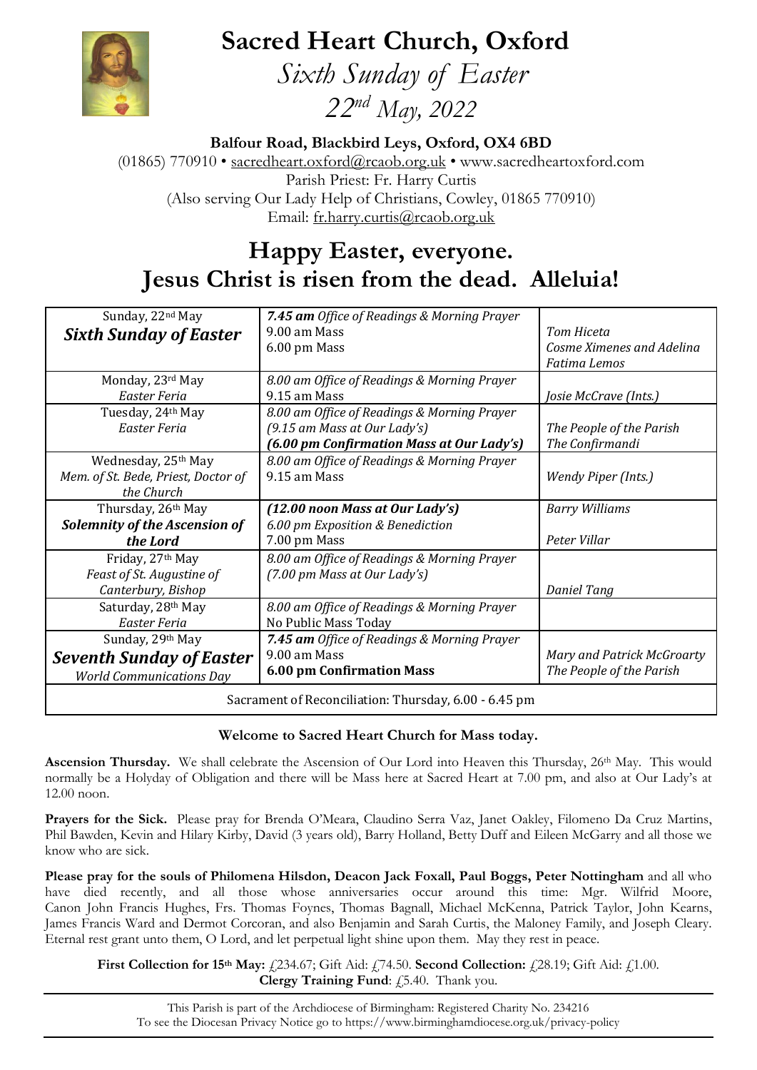# Sacred Heart Church, Oxford

*Sixth Sunday of Easter*

*22nd May, 2022*

**Balfour Road, Blackbird Leys, Oxford, OX4 6BD**

(01865) 770910 • sacredheart.oxford@rcaob.org.uk • www.sacredheartoxford.com
Parish Priest: Fr. Harry Curtis
(Also serving Our Lady Help of Christians, Cowley, 01865 770910)
Email: fr.harry.curtis@rcaob.org.uk

## Happy Easter, everyone. Jesus Christ is risen from the dead. Alleluia!

| | | |
|---|---|---|
| Sunday, 22nd May<br>***Sixth Sunday of Easter*** | ***7.45 am*** *Office of Readings & Morning Prayer*<br>9.00 am Mass<br>6.00 pm Mass | <br>*Tom Hiceta*<br>*Cosme Ximenes and Adelina Fatima Lemos* |
| Monday, 23rd May<br>*Easter Feria* | *8.00 am Office of Readings & Morning Prayer*<br>9.15 am Mass | <br>*Josie McCrave (Ints.)* |
| Tuesday, 24th May<br>*Easter Feria* | *8.00 am Office of Readings & Morning Prayer*<br>*(9.15 am Mass at Our Lady's)*<br>***(6.00 pm Confirmation Mass at Our Lady's)*** | <br>*The People of the Parish*<br>*The Confirmandi* |
| Wednesday, 25th May<br>*Mem. of St. Bede, Priest, Doctor of the Church* | *8.00 am Office of Readings & Morning Prayer*<br>9.15 am Mass | <br>*Wendy Piper (Ints.)* |
| Thursday, 26th May<br>***Solemnity of the Ascension of the Lord*** | ***(12.00 noon Mass at Our Lady's)***<br>*6.00 pm Exposition & Benediction*<br>7.00 pm Mass | *Barry Williams*<br><br>*Peter Villar* |
| Friday, 27th May<br>*Feast of St. Augustine of Canterbury, Bishop* | *8.00 am Office of Readings & Morning Prayer*<br>*(7.00 pm Mass at Our Lady's)* | <br><br>*Daniel Tang* |
| Saturday, 28th May<br>*Easter Feria* | *8.00 am Office of Readings & Morning Prayer*<br>No Public Mass Today | |
| Sunday, 29th May<br>***Seventh Sunday of Easter***<br>*World Communications Day* | ***7.45 am*** *Office of Readings & Morning Prayer*<br>9.00 am Mass<br>**6.00 pm Confirmation Mass** | <br>*Mary and Patrick McGroarty*<br>*The People of the Parish* |
| Sacrament of Reconciliation: Thursday, 6.00 - 6.45 pm | | |

**Welcome to Sacred Heart Church for Mass today.**

**Ascension Thursday.** We shall celebrate the Ascension of Our Lord into Heaven this Thursday, 26th May. This would normally be a Holyday of Obligation and there will be Mass here at Sacred Heart at 7.00 pm, and also at Our Lady's at 12.00 noon.

**Prayers for the Sick.** Please pray for Brenda O'Meara, Claudino Serra Vaz, Janet Oakley, Filomeno Da Cruz Martins, Phil Bawden, Kevin and Hilary Kirby, David (3 years old), Barry Holland, Betty Duff and Eileen McGarry and all those we know who are sick.

**Please pray for the souls of Philomena Hilsdon, Deacon Jack Foxall, Paul Boggs, Peter Nottingham** and all who have died recently, and all those whose anniversaries occur around this time: Mgr. Wilfrid Moore, Canon John Francis Hughes, Frs. Thomas Foynes, Thomas Bagnall, Michael McKenna, Patrick Taylor, John Kearns, James Francis Ward and Dermot Corcoran, and also Benjamin and Sarah Curtis, the Maloney Family, and Joseph Cleary. Eternal rest grant unto them, O Lord, and let perpetual light shine upon them. May they rest in peace.

**First Collection for 15th May:** £234.67; Gift Aid: £74.50. **Second Collection:** £28.19; Gift Aid: £1.00.
**Clergy Training Fund**: £5.40. Thank you.

This Parish is part of the Archdiocese of Birmingham: Registered Charity No. 234216
To see the Diocesan Privacy Notice go to https://www.birminghamdiocese.org.uk/privacy-policy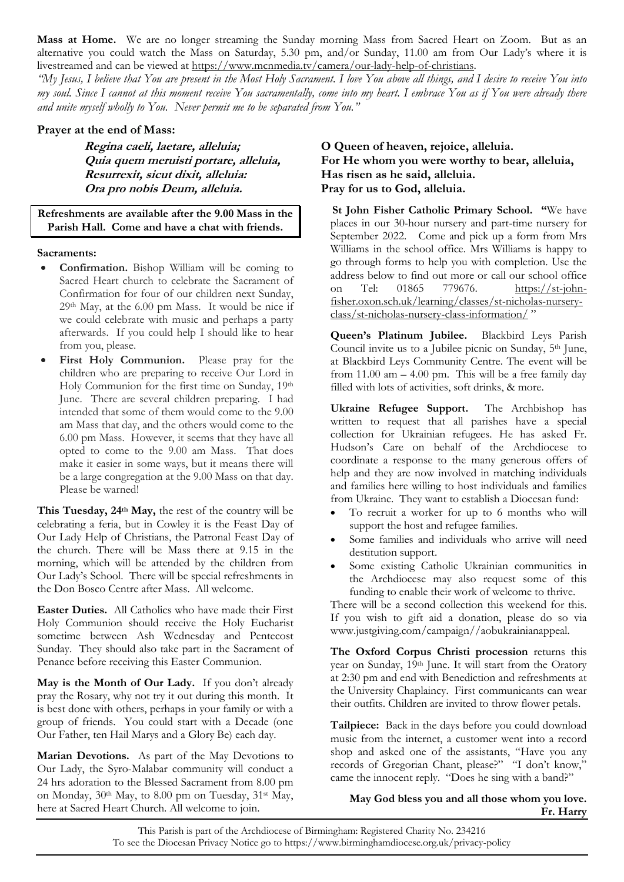**Mass at Home.** We are no longer streaming the Sunday morning Mass from Sacred Heart on Zoom. But as an alternative you could watch the Mass on Saturday, 5.30 pm, and/or Sunday, 11.00 am from Our Lady's where it is livestreamed and can be viewed at https://www.mcnmedia.tv/camera/our-lady-help-of-christians.

*"My Jesus, I believe that You are present in the Most Holy Sacrament. I love You above all things, and I desire to receive You into my soul. Since I cannot at this moment receive You sacramentally, come into my heart. I embrace You as if You were already there and unite myself wholly to You. Never permit me to be separated from You."*

**Prayer at the end of Mass:**

| | |
|---|---|
| ***Regina caeli, laetare, alleluia;*** | **O Queen of heaven, rejoice, alleluia.** |
| ***Quia quem meruisti portare, alleluia,*** | **For He whom you were worthy to bear, alleluia,** |
| ***Resurrexit, sicut dixit, alleluia:*** | **Has risen as he said, alleluia.** |
| ***Ora pro nobis Deum, alleluia.*** | **Pray for us to God, alleluia.** |

**Refreshments are available after the 9.00 Mass in the Parish Hall. Come and have a chat with friends.**

**Sacraments:**

- **Confirmation.** Bishop William will be coming to Sacred Heart church to celebrate the Sacrament of Confirmation for four of our children next Sunday, 29th May, at the 6.00 pm Mass. It would be nice if we could celebrate with music and perhaps a party afterwards. If you could help I should like to hear from you, please.
- **First Holy Communion.** Please pray for the children who are preparing to receive Our Lord in Holy Communion for the first time on Sunday, 19th June. There are several children preparing. I had intended that some of them would come to the 9.00 am Mass that day, and the others would come to the 6.00 pm Mass. However, it seems that they have all opted to come to the 9.00 am Mass. That does make it easier in some ways, but it means there will be a large congregation at the 9.00 Mass on that day. Please be warned!

**This Tuesday, 24th May,** the rest of the country will be celebrating a feria, but in Cowley it is the Feast Day of Our Lady Help of Christians, the Patronal Feast Day of the church. There will be Mass there at 9.15 in the morning, which will be attended by the children from Our Lady's School. There will be special refreshments in the Don Bosco Centre after Mass. All welcome.

**Easter Duties.** All Catholics who have made their First Holy Communion should receive the Holy Eucharist sometime between Ash Wednesday and Pentecost Sunday. They should also take part in the Sacrament of Penance before receiving this Easter Communion.

**May is the Month of Our Lady.** If you don't already pray the Rosary, why not try it out during this month. It is best done with others, perhaps in your family or with a group of friends. You could start with a Decade (one Our Father, ten Hail Marys and a Glory Be) each day.

**Marian Devotions.** As part of the May Devotions to Our Lady, the Syro-Malabar community will conduct a 24 hrs adoration to the Blessed Sacrament from 8.00 pm on Monday, 30th May, to 8.00 pm on Tuesday, 31st May, here at Sacred Heart Church. All welcome to join.

**St John Fisher Catholic Primary School.** "We have places in our 30-hour nursery and part-time nursery for September 2022. Come and pick up a form from Mrs Williams in the school office. Mrs Williams is happy to go through forms to help you with completion. Use the address below to find out more or call our school office on Tel: 01865 779676. https://st-john-fisher.oxon.sch.uk/learning/classes/st-nicholas-nursery-class/st-nicholas-nursery-class-information/ "

**Queen's Platinum Jubilee.** Blackbird Leys Parish Council invite us to a Jubilee picnic on Sunday, 5th June, at Blackbird Leys Community Centre. The event will be from 11.00 am – 4.00 pm. This will be a free family day filled with lots of activities, soft drinks, & more.

**Ukraine Refugee Support.** The Archbishop has written to request that all parishes have a special collection for Ukrainian refugees. He has asked Fr. Hudson's Care on behalf of the Archdiocese to coordinate a response to the many generous offers of help and they are now involved in matching individuals and families here willing to host individuals and families from Ukraine. They want to establish a Diocesan fund:

- To recruit a worker for up to 6 months who will support the host and refugee families.
- Some families and individuals who arrive will need destitution support.
- Some existing Catholic Ukrainian communities in the Archdiocese may also request some of this funding to enable their work of welcome to thrive.

There will be a second collection this weekend for this. If you wish to gift aid a donation, please do so via www.justgiving.com/campaign//aobukrainianappeal.

**The Oxford Corpus Christi procession** returns this year on Sunday, 19th June. It will start from the Oratory at 2:30 pm and end with Benediction and refreshments at the University Chaplaincy. First communicants can wear their outfits. Children are invited to throw flower petals.

**Tailpiece:** Back in the days before you could download music from the internet, a customer went into a record shop and asked one of the assistants, "Have you any records of Gregorian Chant, please?" "I don't know," came the innocent reply. "Does he sing with a band?"

**May God bless you and all those whom you love.**
**Fr. Harry**

This Parish is part of the Archdiocese of Birmingham: Registered Charity No. 234216
To see the Diocesan Privacy Notice go to https://www.birminghamdiocese.org.uk/privacy-policy